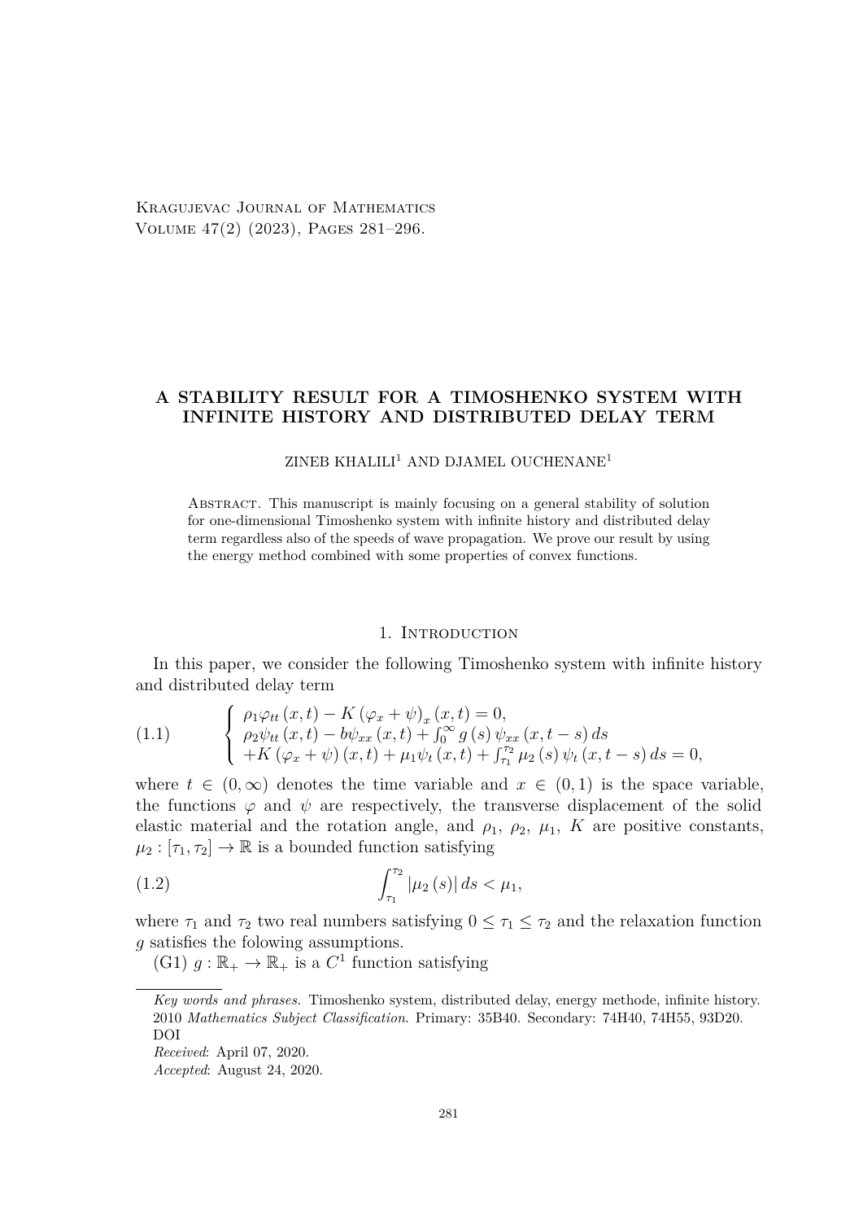# A STABILITY RESULT FOR A TIMOSHENKO SYSTEM WITH INFINITE HISTORY AND DISTRIBUTED DELAY TERM

ZINEB KHALILI[1] AND DJAMEL OUCHENANE[1]

Abstract. This manuscript is mainly focusing on a general stability of solution for one-dimensional Timoshenko system with infinite history and distributed delay term regardless also of the speeds of wave propagation. We prove our result by using the energy method combined with some properties of convex functions.

## 1. Introduction

In this paper, we consider the following Timoshenko system with infinite history and distributed delay term

$$
\left\{
\begin{array}{l}
\rho_1 \varphi_{tt}(x,t) - K(\varphi_x + \psi)_x(x,t) = 0, \\
\rho_2 \psi_{tt}(x,t) - b\psi_{xx}(x,t) + \int_0^\infty g(s)\,\psi_{xx}(x,t-s)\,ds \\
+K(\varphi_x + \psi)(x,t) + \mu_1 \psi_t(x,t) + \int_{\tau_1}^{\tau_2} \mu_2(s)\,\psi_t(x,t-s)\,ds = 0,
\end{array}
\right.
\tag{1.1}
$$

where $t \in (0,\infty)$ denotes the time variable and $x \in (0,1)$ is the space variable, the functions $\varphi$ and $\psi$ are respectively, the transverse displacement of the solid elastic material and the rotation angle, and $\rho_1$, $\rho_2$, $\mu_1$, $K$ are positive constants, $\mu_2 : [\tau_1, \tau_2] \to \mathbb{R}$ is a bounded function satisfying

$$
\int_{\tau_1}^{\tau_2} |\mu_2(s)|\,ds < \mu_1,
\tag{1.2}
$$

where $\tau_1$ and $\tau_2$ two real numbers satisfying $0 \leq \tau_1 \leq \tau_2$ and the relaxation function $g$ satisfies the folowing assumptions.

(G1) $g : \mathbb{R}_+ \to \mathbb{R}_+$ is a $C^1$ function satisfying

*Key words and phrases.* Timoshenko system, distributed delay, energy methode, infinite history.
2010 *Mathematics Subject Classification.* Primary: 35B40. Secondary: 74H40, 74H55, 93D20.
DOI
*Received*: April 07, 2020.
*Accepted*: August 24, 2020.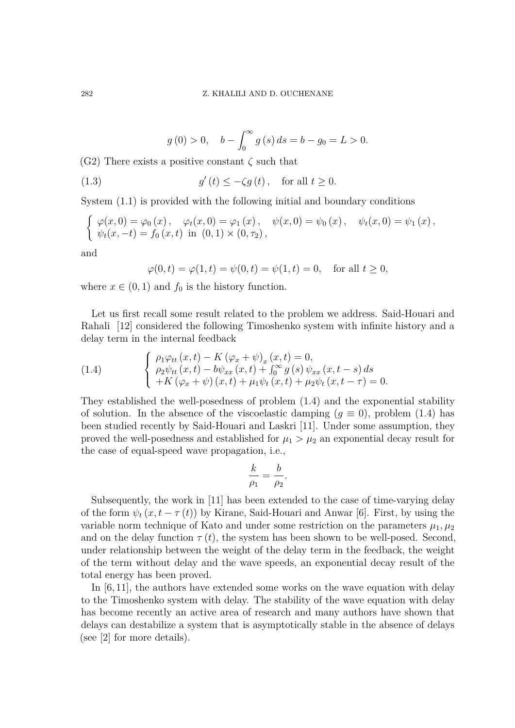$$g(0) > 0, \quad b - \int_0^\infty g(s)\,ds = b - g_0 = L > 0.$$

(G2) There exists a positive constant $\zeta$ such that

$$g'(t) \leq -\zeta g(t), \quad \text{for all } t \geq 0. \tag{1.3}$$

System (1.1) is provided with the following initial and boundary conditions

$$\begin{cases} \varphi(x,0) = \varphi_0(x), \quad \varphi_t(x,0) = \varphi_1(x), \quad \psi(x,0) = \psi_0(x), \quad \psi_t(x,0) = \psi_1(x), \\ \psi_t(x,-t) = f_0(x,t) \text{ in } (0,1) \times (0,\tau_2), \end{cases}$$

and

$$\varphi(0,t) = \varphi(1,t) = \psi(0,t) = \psi(1,t) = 0, \quad \text{for all } t \geq 0,$$

where $x \in (0,1)$ and $f_0$ is the history function.

Let us first recall some result related to the problem we address. Said-Houari and Rahali [12] considered the following Timoshenko system with infinite history and a delay term in the internal feedback

$$\begin{cases} \rho_1 \varphi_{tt}(x,t) - K(\varphi_x + \psi)_x(x,t) = 0, \\ \rho_2 \psi_{tt}(x,t) - b\psi_{xx}(x,t) + \int_0^\infty g(s)\,\psi_{xx}(x,t-s)\,ds \\ +K(\varphi_x + \psi)(x,t) + \mu_1 \psi_t(x,t) + \mu_2 \psi_t(x,t-\tau) = 0. \end{cases} \tag{1.4}$$

They established the well-posedness of problem (1.4) and the exponential stability of solution. In the absence of the viscoelastic damping ($g \equiv 0$), problem (1.4) has been studied recently by Said-Houari and Laskri [11]. Under some assumption, they proved the well-posedness and established for $\mu_1 > \mu_2$ an exponential decay result for the case of equal-speed wave propagation, i.e.,

$$\frac{k}{\rho_1} = \frac{b}{\rho_2}.$$

Subsequently, the work in [11] has been extended to the case of time-varying delay of the form $\psi_t(x, t - \tau(t))$ by Kirane, Said-Houari and Anwar [6]. First, by using the variable norm technique of Kato and under some restriction on the parameters $\mu_1, \mu_2$ and on the delay function $\tau(t)$, the system has been shown to be well-posed. Second, under relationship between the weight of the delay term in the feedback, the weight of the term without delay and the wave speeds, an exponential decay result of the total energy has been proved.

In [6, 11], the authors have extended some works on the wave equation with delay to the Timoshenko system with delay. The stability of the wave equation with delay has become recently an active area of research and many authors have shown that delays can destabilize a system that is asymptotically stable in the absence of delays (see [2] for more details).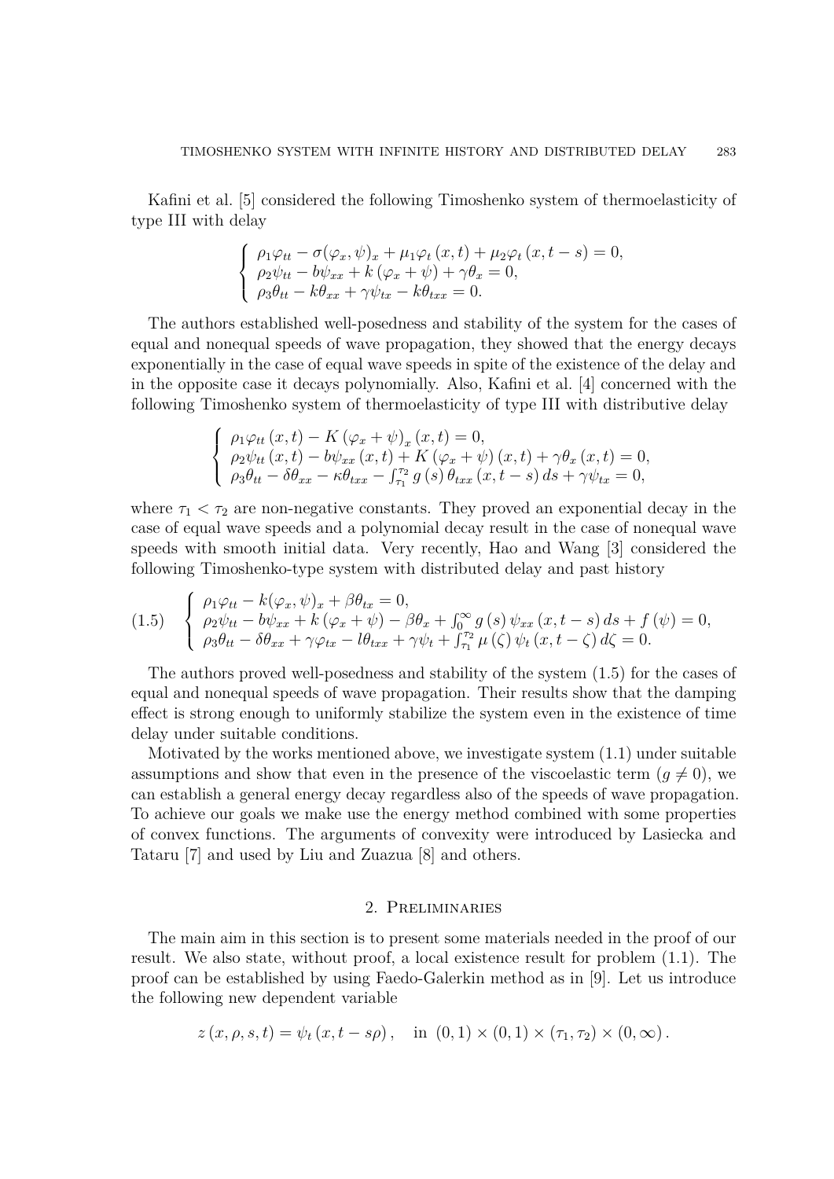Kafini et al. [5] considered the following Timoshenko system of thermoelasticity of type III with delay

$$
\begin{cases}
\rho_1\varphi_{tt} - \sigma(\varphi_x, \psi)_x + \mu_1\varphi_t(x,t) + \mu_2\varphi_t(x, t-s) = 0, \\
\rho_2\psi_{tt} - b\psi_{xx} + k(\varphi_x + \psi) + \gamma\theta_x = 0, \\
\rho_3\theta_{tt} - k\theta_{xx} + \gamma\psi_{tx} - k\theta_{txx} = 0.
\end{cases}
$$

The authors established well-posedness and stability of the system for the cases of equal and nonequal speeds of wave propagation, they showed that the energy decays exponentially in the case of equal wave speeds in spite of the existence of the delay and in the opposite case it decays polynomially. Also, Kafini et al. [4] concerned with the following Timoshenko system of thermoelasticity of type III with distributive delay

$$
\begin{cases}
\rho_1\varphi_{tt}(x,t) - K(\varphi_x + \psi)_x(x,t) = 0, \\
\rho_2\psi_{tt}(x,t) - b\psi_{xx}(x,t) + K(\varphi_x + \psi)(x,t) + \gamma\theta_x(x,t) = 0, \\
\rho_3\theta_{tt} - \delta\theta_{xx} - \kappa\theta_{txx} - \int_{\tau_1}^{\tau_2} g(s)\,\theta_{txx}(x, t-s)\,ds + \gamma\psi_{tx} = 0,
\end{cases}
$$

where $\tau_1 < \tau_2$ are non-negative constants. They proved an exponential decay in the case of equal wave speeds and a polynomial decay result in the case of nonequal wave speeds with smooth initial data. Very recently, Hao and Wang [3] considered the following Timoshenko-type system with distributed delay and past history

$$
(1.5) \quad
\begin{cases}
\rho_1\varphi_{tt} - k(\varphi_x, \psi)_x + \beta\theta_{tx} = 0, \\
\rho_2\psi_{tt} - b\psi_{xx} + k(\varphi_x + \psi) - \beta\theta_x + \int_0^\infty g(s)\,\psi_{xx}(x, t-s)\,ds + f(\psi) = 0, \\
\rho_3\theta_{tt} - \delta\theta_{xx} + \gamma\varphi_{tx} - l\theta_{txx} + \gamma\psi_t + \int_{\tau_1}^{\tau_2} \mu(\zeta)\,\psi_t(x, t-\zeta)\,d\zeta = 0.
\end{cases}
$$

The authors proved well-posedness and stability of the system (1.5) for the cases of equal and nonequal speeds of wave propagation. Their results show that the damping effect is strong enough to uniformly stabilize the system even in the existence of time delay under suitable conditions.

Motivated by the works mentioned above, we investigate system (1.1) under suitable assumptions and show that even in the presence of the viscoelastic term ($g \neq 0$), we can establish a general energy decay regardless also of the speeds of wave propagation. To achieve our goals we make use the energy method combined with some properties of convex functions. The arguments of convexity were introduced by Lasiecka and Tataru [7] and used by Liu and Zuazua [8] and others.

## 2. Preliminaries

The main aim in this section is to present some materials needed in the proof of our result. We also state, without proof, a local existence result for problem (1.1). The proof can be established by using Faedo-Galerkin method as in [9]. Let us introduce the following new dependent variable

$$
z(x, \rho, s, t) = \psi_t(x, t - s\rho), \quad \text{in } (0,1) \times (0,1) \times (\tau_1, \tau_2) \times (0, \infty).
$$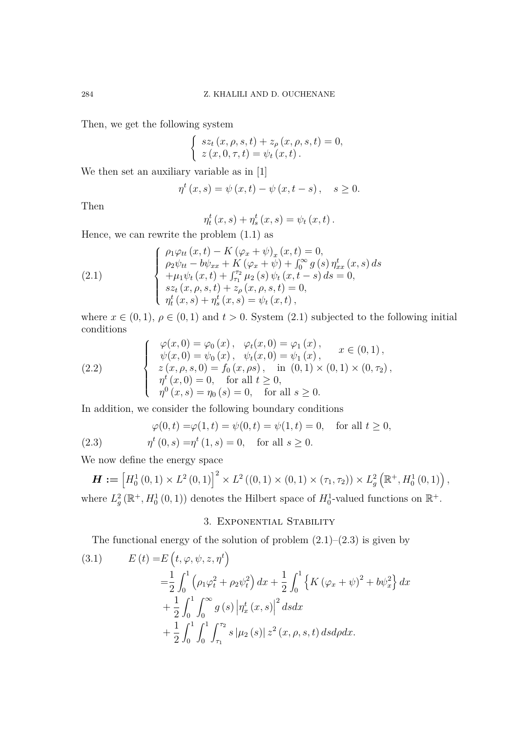Then, we get the following system

$$
\left\{
\begin{array}{l}
sz_t\left(x,\rho,s,t\right)+z_\rho\left(x,\rho,s,t\right)=0,\\
z\left(x,0,\tau,t\right)=\psi_t\left(x,t\right).
\end{array}
\right.
$$

We then set an auxiliary variable as in [1]

$$
\eta^t\left(x,s\right)=\psi\left(x,t\right)-\psi\left(x,t-s\right),\quad s\geq 0.
$$

Then

$$
\eta_t^t\left(x,s\right)+\eta_s^t\left(x,s\right)=\psi_t\left(x,t\right).
$$

Hence, we can rewrite the problem (1.1) as

$$
\left\{
\begin{array}{l}
\rho_1\varphi_{tt}\left(x,t\right)-K\left(\varphi_x+\psi\right)_x\left(x,t\right)=0,\\
\rho_2\psi_{tt}-b\psi_{xx}+K\left(\varphi_x+\psi\right)+\int_0^\infty g\left(s\right)\eta_{xx}^t\left(x,s\right)ds\\
+\mu_1\psi_t\left(x,t\right)+\int_{\tau_1}^{\tau_2}\mu_2\left(s\right)\psi_t\left(x,t-s\right)ds=0,\\
sz_t\left(x,\rho,s,t\right)+z_\rho\left(x,\rho,s,t\right)=0,\\
\eta_t^t\left(x,s\right)+\eta_s^t\left(x,s\right)=\psi_t\left(x,t\right),
\end{array}
\right.
\tag{2.1}
$$

where $x\in(0,1)$, $\rho\in(0,1)$ and $t>0$. System (2.1) subjected to the following initial conditions

$$
\left\{
\begin{array}{l}
\varphi(x,0)=\varphi_0\left(x\right),\quad \varphi_t(x,0)=\varphi_1\left(x\right),\\
\psi(x,0)=\psi_0\left(x\right),\quad \psi_t(x,0)=\psi_1\left(x\right),\qquad x\in\left(0,1\right),\\
z\left(x,\rho,s,0\right)=f_0\left(x,\rho s\right),\quad \text{in } \left(0,1\right)\times\left(0,1\right)\times\left(0,\tau_2\right),\\
\eta^t\left(x,0\right)=0,\quad \text{for all } t\geq 0,\\
\eta^0\left(x,s\right)=\eta_0\left(s\right)=0,\quad \text{for all } s\geq 0.
\end{array}
\right.
\tag{2.2}
$$

In addition, we consider the following boundary conditions

$$
\begin{aligned}
\varphi(0,t)=&\varphi(1,t)=\psi(0,t)=\psi(1,t)=0,\quad \text{for all } t\geq 0,\\
\eta^t\left(0,s\right)=&\eta^t\left(1,s\right)=0,\quad \text{for all } s\geq 0.
\end{aligned}
\tag{2.3}
$$

We now define the energy space

$$
\boldsymbol{H}:=\left[H_0^1\left(0,1\right)\times L^2\left(0,1\right)\right]^2\times L^2\left(\left(0,1\right)\times\left(0,1\right)\times\left(\tau_1,\tau_2\right)\right)\times L_g^2\left(\mathbb{R}^+,H_0^1\left(0,1\right)\right),
$$

where $L_g^2\left(\mathbb{R}^+,H_0^1\left(0,1\right)\right)$ denotes the Hilbert space of $H_0^1$-valued functions on $\mathbb{R}^+$.

## 3. Exponential Stability

The functional energy of the solution of problem (2.1)–(2.3) is given by

$$
\begin{aligned}
E\left(t\right)=&E\left(t,\varphi,\psi,z,\eta^t\right)\\
=&\frac{1}{2}\int_0^1\left(\rho_1\varphi_t^2+\rho_2\psi_t^2\right)dx+\frac{1}{2}\int_0^1\left\{K\left(\varphi_x+\psi\right)^2+b\psi_x^2\right\}dx\\
&+\frac{1}{2}\int_0^1\int_0^\infty g\left(s\right)\left|\eta_x^t\left(x,s\right)\right|^2dsdx\\
&+\frac{1}{2}\int_0^1\int_0^1\int_{\tau_1}^{\tau_2}s\left|\mu_2\left(s\right)\right|z^2\left(x,\rho,s,t\right)dsd\rho dx.
\end{aligned}
\tag{3.1}
$$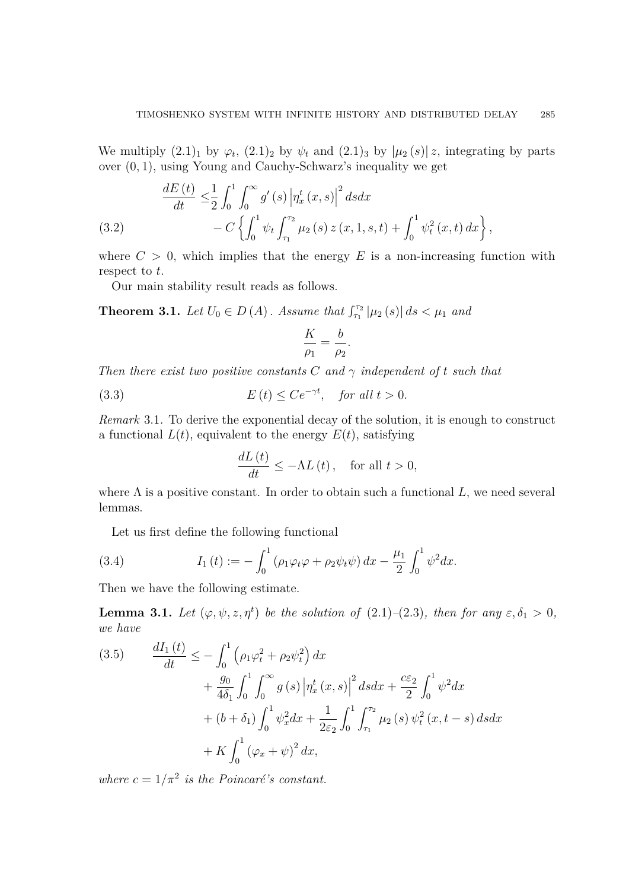We multiply $(2.1)_1$ by $\varphi_t$, $(2.1)_2$ by $\psi_t$ and $(2.1)_3$ by $|\mu_2(s)|\, z$, integrating by parts over $(0,1)$, using Young and Cauchy-Schwarz's inequality we get

$$
\begin{aligned}
\frac{dE(t)}{dt} \leq & \frac{1}{2}\int_0^1 \int_0^\infty g'(s) \left|\eta_x^t(x,s)\right|^2 ds dx \\
& - C\left\{ \int_0^1 \psi_t \int_{\tau_1}^{\tau_2} \mu_2(s)\, z(x,1,s,t) + \int_0^1 \psi_t^2(x,t)\, dx \right\},
\end{aligned} \tag{3.2}
$$

where $C > 0$, which implies that the energy $E$ is a non-increasing function with respect to $t$.

Our main stability result reads as follows.

**Theorem 3.1.** *Let $U_0 \in D(A)$. Assume that $\int_{\tau_1}^{\tau_2} |\mu_2(s)|\, ds < \mu_1$ and*

$$
\frac{K}{\rho_1} = \frac{b}{\rho_2}.
$$

*Then there exist two positive constants $C$ and $\gamma$ independent of $t$ such that*

$$
E(t) \leq Ce^{-\gamma t}, \quad \text{for all } t > 0. \tag{3.3}
$$

*Remark* 3.1. To derive the exponential decay of the solution, it is enough to construct a functional $L(t)$, equivalent to the energy $E(t)$, satisfying

$$
\frac{dL(t)}{dt} \leq -\Lambda L(t), \quad \text{for all } t > 0,
$$

where $\Lambda$ is a positive constant. In order to obtain such a functional $L$, we need several lemmas.

Let us first define the following functional

$$
I_1(t) := -\int_0^1 (\rho_1 \varphi_t \varphi + \rho_2 \psi_t \psi)\, dx - \frac{\mu_1}{2}\int_0^1 \psi^2 dx. \tag{3.4}
$$

Then we have the following estimate.

**Lemma 3.1.** *Let $(\varphi, \psi, z, \eta^t)$ be the solution of (2.1)–(2.3), then for any $\varepsilon, \delta_1 > 0$, we have*

$$
\begin{aligned}
\frac{dI_1(t)}{dt} \leq & -\int_0^1 \left(\rho_1 \varphi_t^2 + \rho_2 \psi_t^2\right) dx \\
& + \frac{g_0}{4\delta_1}\int_0^1 \int_0^\infty g(s) \left|\eta_x^t(x,s)\right|^2 ds dx + \frac{c\varepsilon_2}{2}\int_0^1 \psi^2 dx \\
& + (b + \delta_1)\int_0^1 \psi_x^2 dx + \frac{1}{2\varepsilon_2}\int_0^1 \int_{\tau_1}^{\tau_2} \mu_2(s)\, \psi_t^2(x, t-s)\, ds dx \\
& + K\int_0^1 (\varphi_x + \psi)^2 dx,
\end{aligned} \tag{3.5}
$$

*where $c = 1/\pi^2$ is the Poincaré's constant.*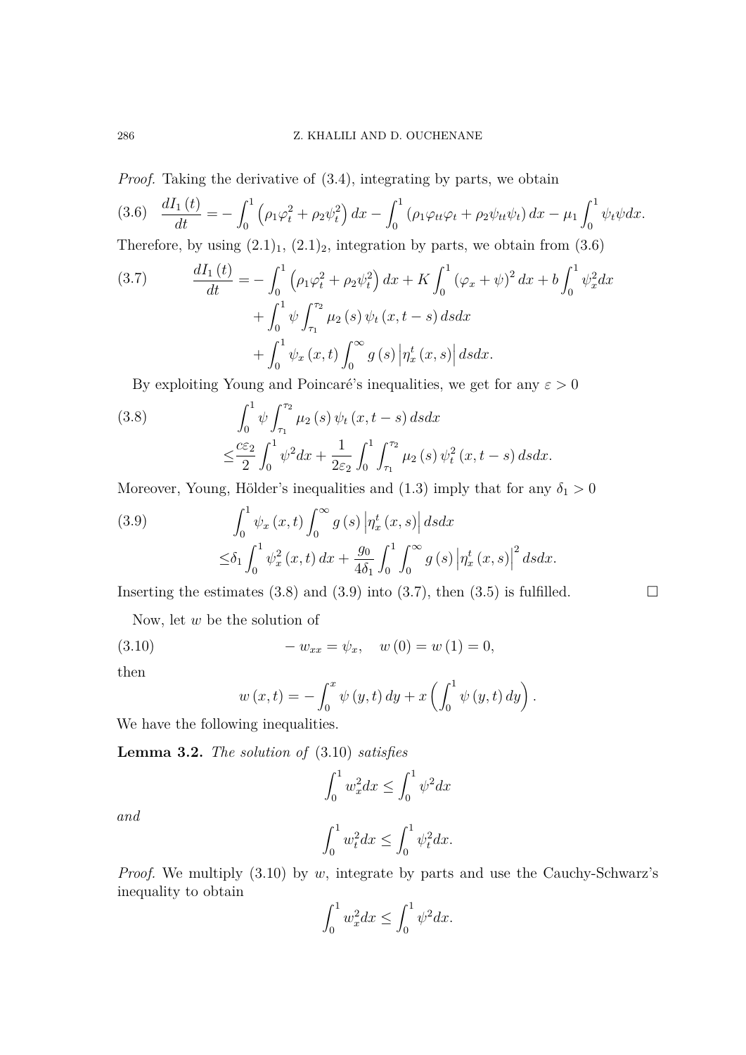*Proof.* Taking the derivative of (3.4), integrating by parts, we obtain

$$\frac{dI_1(t)}{dt} = -\int_0^1 \left(\rho_1\varphi_t^2 + \rho_2\psi_t^2\right)dx - \int_0^1 \left(\rho_1\varphi_{tt}\varphi_t + \rho_2\psi_{tt}\psi_t\right)dx - \mu_1\int_0^1 \psi_t\psi dx. \tag{3.6}$$

Therefore, by using $(2.1)_1$, $(2.1)_2$, integration by parts, we obtain from (3.6)

$$\begin{aligned}
\frac{dI_1(t)}{dt} =& -\int_0^1 \left(\rho_1\varphi_t^2 + \rho_2\psi_t^2\right)dx + K\int_0^1 (\varphi_x + \psi)^2 dx + b\int_0^1 \psi_x^2 dx \\
&+ \int_0^1 \psi \int_{\tau_1}^{\tau_2} \mu_2(s)\,\psi_t(x,t-s)\,dsdx \\
&+ \int_0^1 \psi_x(x,t)\int_0^\infty g(s)\left|\eta_x^t(x,s)\right| dsdx.
\end{aligned} \tag{3.7}$$

By exploiting Young and Poincaré's inequalities, we get for any $\varepsilon > 0$

$$\begin{aligned}
&\int_0^1 \psi \int_{\tau_1}^{\tau_2} \mu_2(s)\,\psi_t(x,t-s)\,dsdx \\
\leq& \frac{c\varepsilon_2}{2}\int_0^1 \psi^2 dx + \frac{1}{2\varepsilon_2}\int_0^1\int_{\tau_1}^{\tau_2} \mu_2(s)\,\psi_t^2(x,t-s)\,dsdx.
\end{aligned} \tag{3.8}$$

Moreover, Young, Hölder's inequalities and (1.3) imply that for any $\delta_1 > 0$

$$\begin{aligned}
&\int_0^1 \psi_x(x,t)\int_0^\infty g(s)\left|\eta_x^t(x,s)\right| dsdx \\
\leq& \delta_1\int_0^1 \psi_x^2(x,t)\,dx + \frac{g_0}{4\delta_1}\int_0^1\int_0^\infty g(s)\left|\eta_x^t(x,s)\right|^2 dsdx.
\end{aligned} \tag{3.9}$$

Inserting the estimates (3.8) and (3.9) into (3.7), then (3.5) is fulfilled. $\square$

Now, let $w$ be the solution of

$$-w_{xx} = \psi_x, \quad w(0) = w(1) = 0, \tag{3.10}$$

then

$$w(x,t) = -\int_0^x \psi(y,t)\,dy + x\left(\int_0^1 \psi(y,t)\,dy\right).$$

We have the following inequalities.

**Lemma 3.2.** *The solution of* (3.10) *satisfies*

$$\int_0^1 w_x^2 dx \leq \int_0^1 \psi^2 dx$$

*and*

$$\int_0^1 w_t^2 dx \leq \int_0^1 \psi_t^2 dx.$$

*Proof.* We multiply (3.10) by $w$, integrate by parts and use the Cauchy-Schwarz's inequality to obtain

$$\int_0^1 w_x^2 dx \leq \int_0^1 \psi^2 dx.$$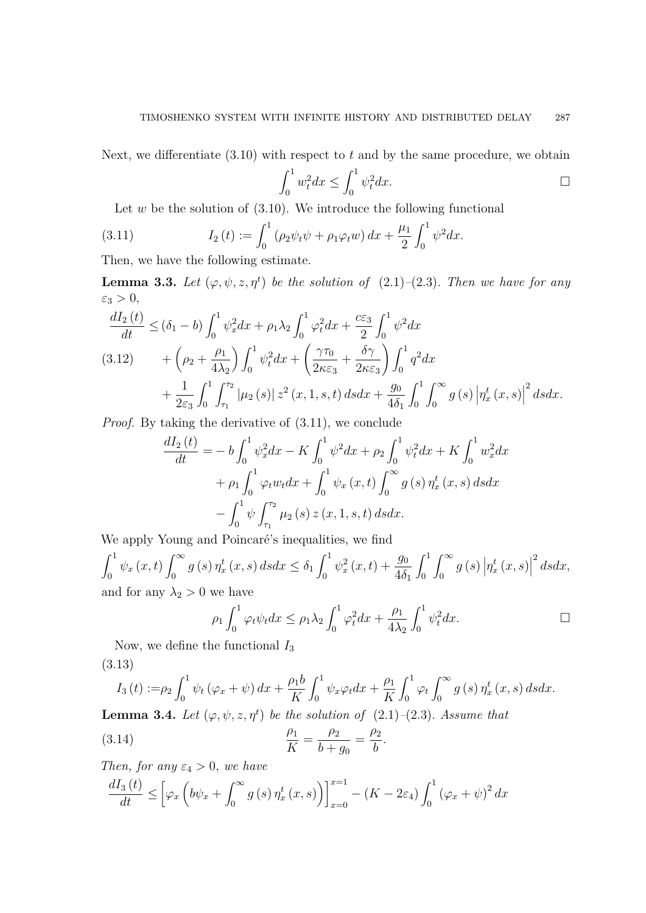Next, we differentiate (3.10) with respect to $t$ and by the same procedure, we obtain

$$\int_0^1 w_t^2 dx \le \int_0^1 \psi_t^2 dx. \qquad \square$$

Let $w$ be the solution of (3.10). We introduce the following functional

$$I_2(t) := \int_0^1 (\rho_2 \psi_t \psi + \rho_1 \varphi_t w)\, dx + \frac{\mu_1}{2} \int_0^1 \psi^2 dx. \tag{3.11}$$

Then, we have the following estimate.

**Lemma 3.3.** *Let $(\varphi, \psi, z, \eta^t)$ be the solution of (2.1)–(2.3). Then we have for any $\varepsilon_3 > 0$,*

$$\begin{aligned}
\frac{dI_2(t)}{dt} \le{}& (\delta_1 - b) \int_0^1 \psi_x^2 dx + \rho_1 \lambda_2 \int_0^1 \varphi_t^2 dx + \frac{c\varepsilon_3}{2} \int_0^1 \psi^2 dx \\
&+ \left(\rho_2 + \frac{\rho_1}{4\lambda_2}\right) \int_0^1 \psi_t^2 dx + \left(\frac{\gamma \tau_0}{2\kappa \varepsilon_3} + \frac{\delta \gamma}{2\kappa \varepsilon_3}\right) \int_0^1 q^2 dx \\
&+ \frac{1}{2\varepsilon_3} \int_0^1 \int_{\tau_1}^{\tau_2} |\mu_2(s)|\, z^2(x, 1, s, t)\, ds dx + \frac{g_0}{4\delta_1} \int_0^1 \int_0^\infty g(s) \left|\eta_x^t(x, s)\right|^2 ds dx.
\end{aligned} \tag{3.12}$$

*Proof.* By taking the derivative of (3.11), we conclude

$$\begin{aligned}
\frac{dI_2(t)}{dt} ={}& - b \int_0^1 \psi_x^2 dx - K \int_0^1 \psi^2 dx + \rho_2 \int_0^1 \psi_t^2 dx + K \int_0^1 w_x^2 dx \\
&+ \rho_1 \int_0^1 \varphi_t w_t dx + \int_0^1 \psi_x(x, t) \int_0^\infty g(s)\, \eta_x^t(x, s)\, ds dx \\
&- \int_0^1 \psi \int_{\tau_1}^{\tau_2} \mu_2(s)\, z(x, 1, s, t)\, ds dx.
\end{aligned}$$

We apply Young and Poincaré's inequalities, we find

$$\int_0^1 \psi_x(x, t) \int_0^\infty g(s)\, \eta_x^t(x, s)\, ds dx \le \delta_1 \int_0^1 \psi_x^2(x, t) + \frac{g_0}{4\delta_1} \int_0^1 \int_0^\infty g(s) \left|\eta_x^t(x, s)\right|^2 ds dx,$$

and for any $\lambda_2 > 0$ we have

$$\rho_1 \int_0^1 \varphi_t \psi_t dx \le \rho_1 \lambda_2 \int_0^1 \varphi_t^2 dx + \frac{\rho_1}{4\lambda_2} \int_0^1 \psi_t^2 dx. \qquad \square$$

Now, we define the functional $I_3$

$$I_3(t) := \rho_2 \int_0^1 \psi_t (\varphi_x + \psi)\, dx + \frac{\rho_1 b}{K} \int_0^1 \psi_x \varphi_t dx + \frac{\rho_1}{K} \int_0^1 \varphi_t \int_0^\infty g(s)\, \eta_x^t(x, s)\, ds dx. \tag{3.13}$$

**Lemma 3.4.** *Let $(\varphi, \psi, z, \eta^t)$ be the solution of (2.1)–(2.3). Assume that*

$$\frac{\rho_1}{K} = \frac{\rho_2}{b + g_0} = \frac{\rho_2}{b}. \tag{3.14}$$

*Then, for any $\varepsilon_4 > 0$, we have*

$$\frac{dI_3(t)}{dt} \le \left[\varphi_x \left(b\psi_x + \int_0^\infty g(s)\, \eta_x^t(x, s)\right)\right]_{x=0}^{x=1} - (K - 2\varepsilon_4) \int_0^1 (\varphi_x + \psi)^2 dx$$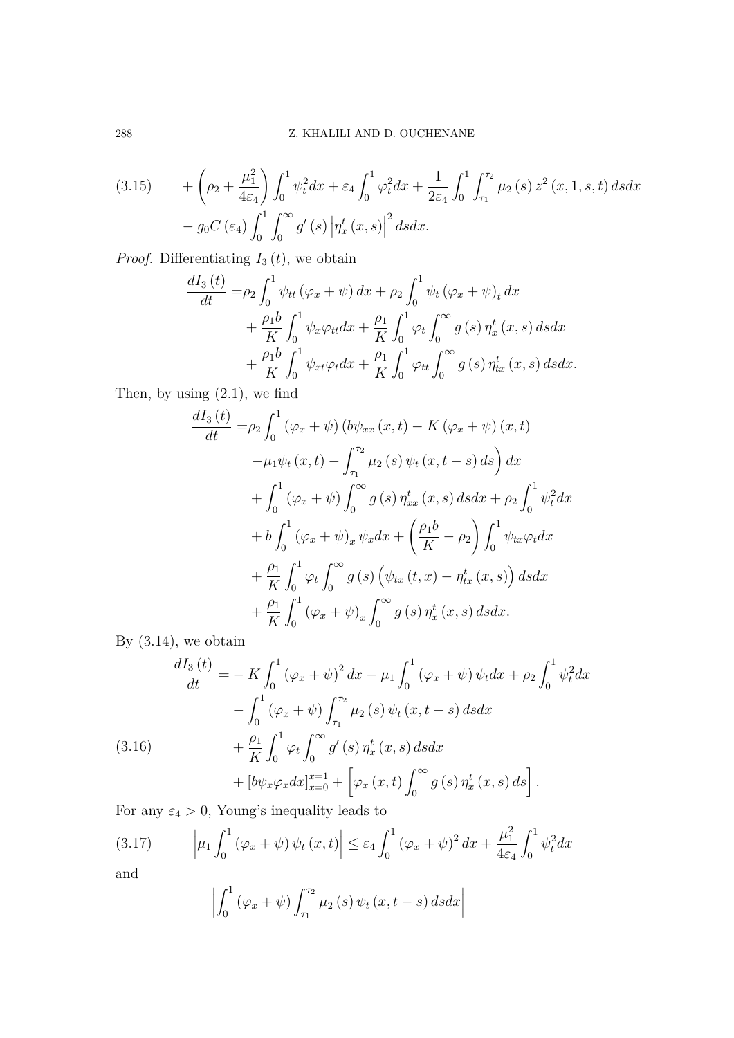$$
(3.15) \qquad + \left(\rho_2 + \frac{\mu_1^2}{4\varepsilon_4}\right) \int_0^1 \psi_t^2 dx + \varepsilon_4 \int_0^1 \varphi_t^2 dx + \frac{1}{2\varepsilon_4} \int_0^1 \int_{\tau_1}^{\tau_2} \mu_2(s) z^2(x,1,s,t) \, ds dx
$$

$$
- g_0 C(\varepsilon_4) \int_0^1 \int_0^\infty g'(s) \left|\eta_x^t(x,s)\right|^2 ds dx.
$$

*Proof.* Differentiating $I_3(t)$, we obtain

$$
\begin{aligned}
\frac{dI_3(t)}{dt} =& \rho_2 \int_0^1 \psi_{tt} (\varphi_x + \psi) \, dx + \rho_2 \int_0^1 \psi_t (\varphi_x + \psi)_t \, dx \\
&+ \frac{\rho_1 b}{K} \int_0^1 \psi_x \varphi_{tt} dx + \frac{\rho_1}{K} \int_0^1 \varphi_t \int_0^\infty g(s) \eta_x^t(x,s) \, ds dx \\
&+ \frac{\rho_1 b}{K} \int_0^1 \psi_{xt} \varphi_t dx + \frac{\rho_1}{K} \int_0^1 \varphi_{tt} \int_0^\infty g(s) \eta_{tx}^t(x,s) \, ds dx.
\end{aligned}
$$

Then, by using (2.1), we find

$$
\begin{aligned}
\frac{dI_3(t)}{dt} =& \rho_2 \int_0^1 (\varphi_x + \psi) \big(b\psi_{xx}(x,t) - K(\varphi_x + \psi)(x,t) \\
&- \mu_1 \psi_t(x,t) - \int_{\tau_1}^{\tau_2} \mu_2(s) \psi_t(x,t-s) \, ds\Big) dx \\
&+ \int_0^1 (\varphi_x + \psi) \int_0^\infty g(s) \eta_{xx}^t(x,s) \, ds dx + \rho_2 \int_0^1 \psi_t^2 dx \\
&+ b \int_0^1 (\varphi_x + \psi)_x \psi_x dx + \left(\frac{\rho_1 b}{K} - \rho_2\right) \int_0^1 \psi_{tx} \varphi_t dx \\
&+ \frac{\rho_1}{K} \int_0^1 \varphi_t \int_0^\infty g(s) \left(\psi_{tx}(t,x) - \eta_{tx}^t(x,s)\right) ds dx \\
&+ \frac{\rho_1}{K} \int_0^1 (\varphi_x + \psi)_x \int_0^\infty g(s) \eta_x^t(x,s) \, ds dx.
\end{aligned}
$$

By (3.14), we obtain

$$
\begin{aligned}
\frac{dI_3(t)}{dt} =& -K \int_0^1 (\varphi_x + \psi)^2 dx - \mu_1 \int_0^1 (\varphi_x + \psi) \psi_t dx + \rho_2 \int_0^1 \psi_t^2 dx \\
&- \int_0^1 (\varphi_x + \psi) \int_{\tau_1}^{\tau_2} \mu_2(s) \psi_t(x,t-s) \, ds dx \\
&+ \frac{\rho_1}{K} \int_0^1 \varphi_t \int_0^\infty g'(s) \eta_x^t(x,s) \, ds dx \\
&+ \left[b\psi_x \varphi_x dx\right]_{x=0}^{x=1} + \left[\varphi_x(x,t) \int_0^\infty g(s) \eta_x^t(x,s) \, ds\right].
\end{aligned} \tag{3.16}
$$

For any $\varepsilon_4 > 0$, Young's inequality leads to

$$
\left|\mu_1 \int_0^1 (\varphi_x + \psi) \psi_t(x,t)\right| \le \varepsilon_4 \int_0^1 (\varphi_x + \psi)^2 dx + \frac{\mu_1^2}{4\varepsilon_4} \int_0^1 \psi_t^2 dx \tag{3.17}
$$

and

$$
\left|\int_0^1 (\varphi_x + \psi) \int_{\tau_1}^{\tau_2} \mu_2(s) \psi_t(x,t-s) \, ds dx\right|
$$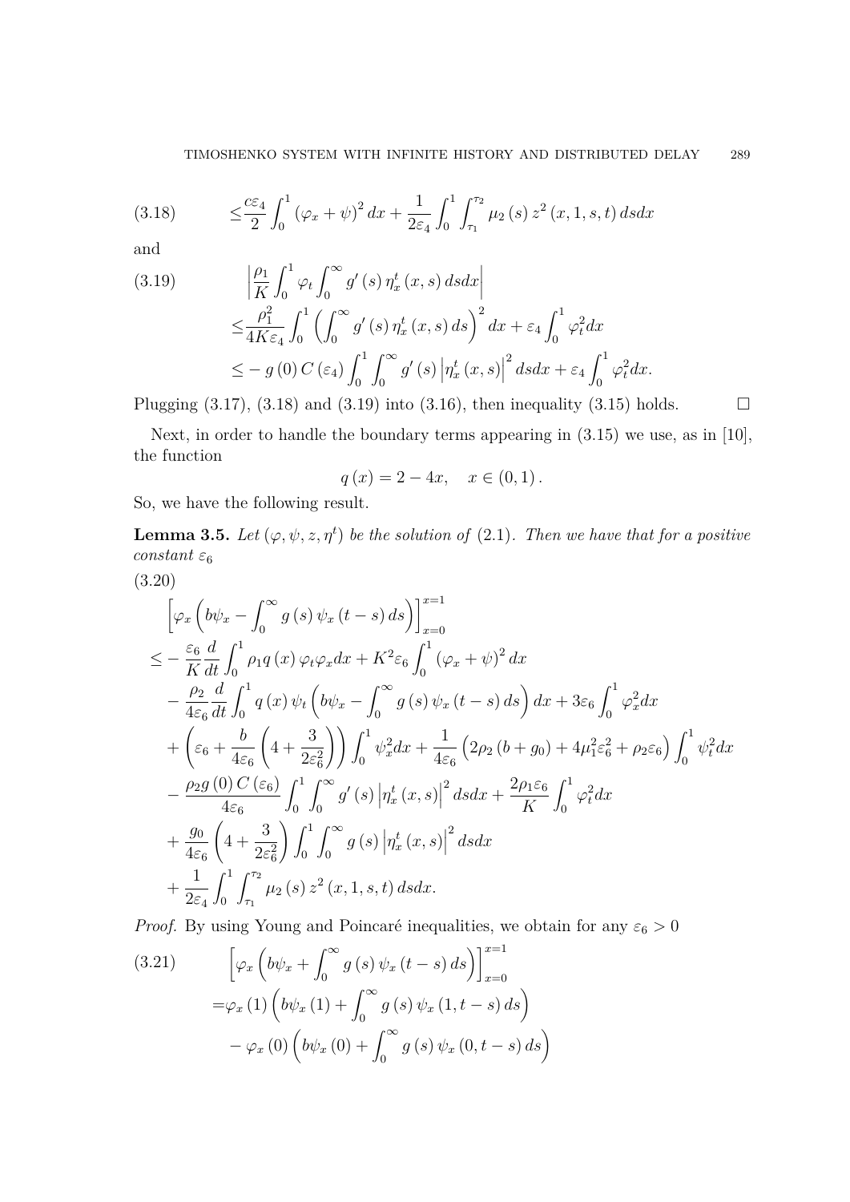$$\leq \frac{c\varepsilon_4}{2}\int_0^1 (\varphi_x+\psi)^2\,dx + \frac{1}{2\varepsilon_4}\int_0^1\int_{\tau_1}^{\tau_2}\mu_2(s)\,z^2(x,1,s,t)\,dsdx \tag{3.18}$$

and

$$\begin{aligned}
&\left|\frac{\rho_1}{K}\int_0^1 \varphi_t \int_0^\infty g'(s)\,\eta_x^t(x,s)\,dsdx\right| \\
\leq &\frac{\rho_1^2}{4K\varepsilon_4}\int_0^1\left(\int_0^\infty g'(s)\,\eta_x^t(x,s)\,ds\right)^2 dx + \varepsilon_4\int_0^1 \varphi_t^2 dx \\
\leq &-g(0)\,C(\varepsilon_4)\int_0^1\int_0^\infty g'(s)\left|\eta_x^t(x,s)\right|^2 dsdx + \varepsilon_4\int_0^1 \varphi_t^2 dx.
\end{aligned} \tag{3.19}$$

Plugging (3.17), (3.18) and (3.19) into (3.16), then inequality (3.15) holds. $\square$

Next, in order to handle the boundary terms appearing in (3.15) we use, as in [10], the function

$$q(x) = 2-4x, \quad x\in(0,1).$$

So, we have the following result.

**Lemma 3.5.** *Let $(\varphi,\psi,z,\eta^t)$ be the solution of (2.1). Then we have that for a positive constant $\varepsilon_6$*

$$\begin{aligned}
&\left[\varphi_x\left(b\psi_x - \int_0^\infty g(s)\,\psi_x(t-s)\,ds\right)\right]_{x=0}^{x=1} \\
\leq &-\frac{\varepsilon_6}{K}\frac{d}{dt}\int_0^1 \rho_1 q(x)\,\varphi_t\varphi_x dx + K^2\varepsilon_6\int_0^1(\varphi_x+\psi)^2 dx \\
&-\frac{\rho_2}{4\varepsilon_6}\frac{d}{dt}\int_0^1 q(x)\,\psi_t\left(b\psi_x - \int_0^\infty g(s)\,\psi_x(t-s)\,ds\right)dx + 3\varepsilon_6\int_0^1\varphi_x^2 dx \\
&+\left(\varepsilon_6 + \frac{b}{4\varepsilon_6}\left(4+\frac{3}{2\varepsilon_6^2}\right)\right)\int_0^1 \psi_x^2 dx + \frac{1}{4\varepsilon_6}\left(2\rho_2(b+g_0) + 4\mu_1^2\varepsilon_6^2 + \rho_2\varepsilon_6\right)\int_0^1\psi_t^2 dx \\
&-\frac{\rho_2 g(0)\,C(\varepsilon_6)}{4\varepsilon_6}\int_0^1\int_0^\infty g'(s)\left|\eta_x^t(x,s)\right|^2 dsdx + \frac{2\rho_1\varepsilon_6}{K}\int_0^1\varphi_t^2 dx \\
&+\frac{g_0}{4\varepsilon_6}\left(4+\frac{3}{2\varepsilon_6^2}\right)\int_0^1\int_0^\infty g(s)\left|\eta_x^t(x,s)\right|^2 dsdx \\
&+\frac{1}{2\varepsilon_4}\int_0^1\int_{\tau_1}^{\tau_2}\mu_2(s)\,z^2(x,1,s,t)\,dsdx.
\end{aligned} \tag{3.20}$$

*Proof.* By using Young and Poincaré inequalities, we obtain for any $\varepsilon_6 > 0$

$$\begin{aligned}
&\left[\varphi_x\left(b\psi_x + \int_0^\infty g(s)\,\psi_x(t-s)\,ds\right)\right]_{x=0}^{x=1} \\
=&\varphi_x(1)\left(b\psi_x(1) + \int_0^\infty g(s)\,\psi_x(1,t-s)\,ds\right) \\
&-\varphi_x(0)\left(b\psi_x(0) + \int_0^\infty g(s)\,\psi_x(0,t-s)\,ds\right)
\end{aligned} \tag{3.21}$$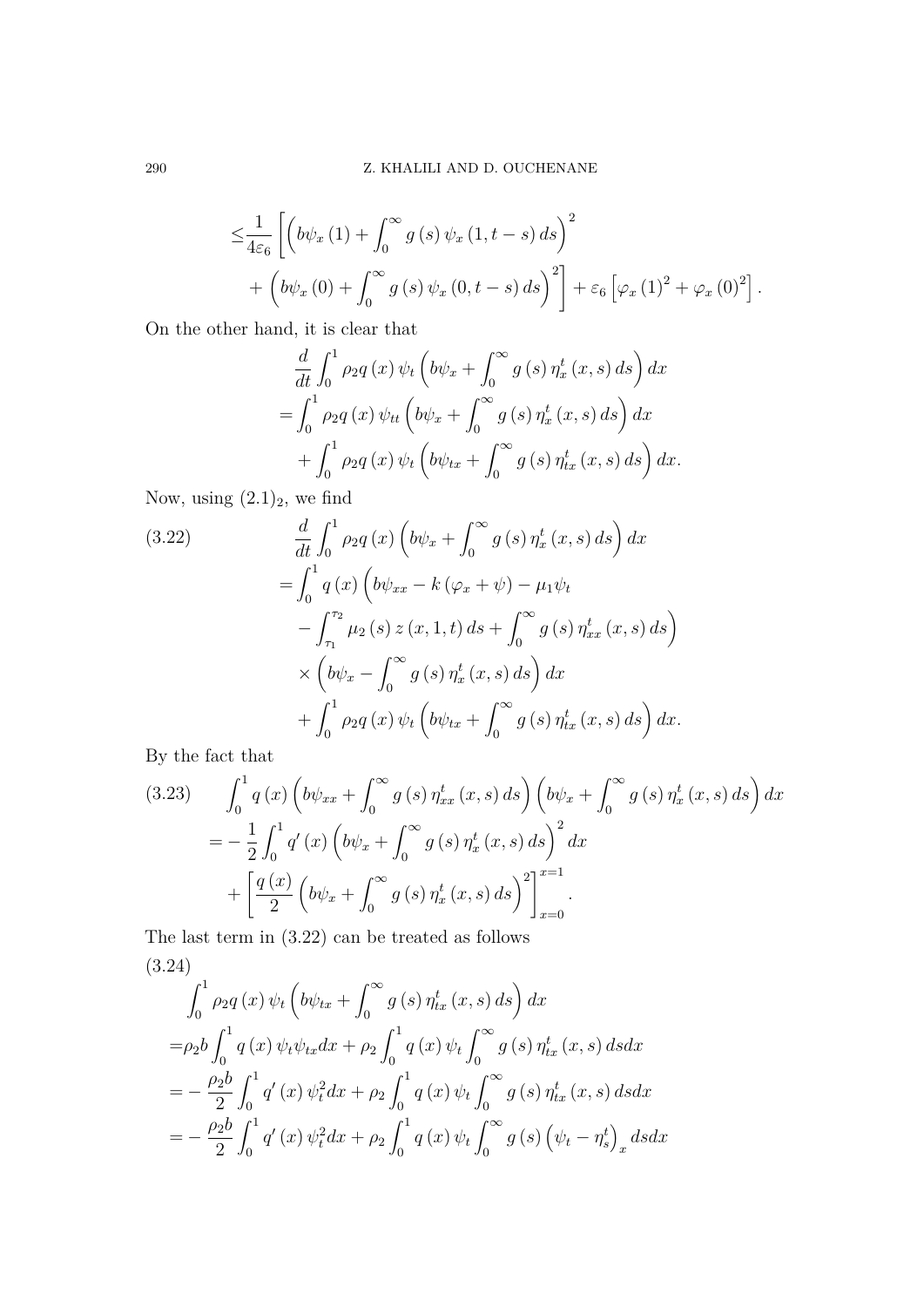$$
\leq \frac{1}{4\varepsilon_6}\left[\left(b\psi_x(1)+\int_0^\infty g(s)\,\psi_x(1,t-s)\,ds\right)^2 + \left(b\psi_x(0)+\int_0^\infty g(s)\,\psi_x(0,t-s)\,ds\right)^2\right] + \varepsilon_6\left[\varphi_x(1)^2+\varphi_x(0)^2\right].
$$

On the other hand, it is clear that

$$
\begin{aligned}
&\frac{d}{dt}\int_0^1 \rho_2 q(x)\,\psi_t\left(b\psi_x+\int_0^\infty g(s)\,\eta_x^t(x,s)\,ds\right)dx\\
=&\int_0^1 \rho_2 q(x)\,\psi_{tt}\left(b\psi_x+\int_0^\infty g(s)\,\eta_x^t(x,s)\,ds\right)dx\\
&+\int_0^1 \rho_2 q(x)\,\psi_t\left(b\psi_{tx}+\int_0^\infty g(s)\,\eta_{tx}^t(x,s)\,ds\right)dx.
\end{aligned}
$$

Now, using $(2.1)_2$, we find

$$
\begin{aligned}
&\frac{d}{dt}\int_0^1 \rho_2 q(x)\left(b\psi_x+\int_0^\infty g(s)\,\eta_x^t(x,s)\,ds\right)dx \qquad (3.22)\\
=&\int_0^1 q(x)\Big(b\psi_{xx}-k(\varphi_x+\psi)-\mu_1\psi_t\\
&-\int_{\tau_1}^{\tau_2}\mu_2(s)\,z(x,1,t)\,ds+\int_0^\infty g(s)\,\eta_{xx}^t(x,s)\,ds\Big)\\
&\times\left(b\psi_x-\int_0^\infty g(s)\,\eta_x^t(x,s)\,ds\right)dx\\
&+\int_0^1 \rho_2 q(x)\,\psi_t\left(b\psi_{tx}+\int_0^\infty g(s)\,\eta_{tx}^t(x,s)\,ds\right)dx.
\end{aligned}
$$

By the fact that

$$
\begin{aligned}
&\int_0^1 q(x)\left(b\psi_{xx}+\int_0^\infty g(s)\,\eta_{xx}^t(x,s)\,ds\right)\left(b\psi_x+\int_0^\infty g(s)\,\eta_x^t(x,s)\,ds\right)dx \qquad (3.23)\\
=&-\frac{1}{2}\int_0^1 q'(x)\left(b\psi_x+\int_0^\infty g(s)\,\eta_x^t(x,s)\,ds\right)^2dx\\
&+\left[\frac{q(x)}{2}\left(b\psi_x+\int_0^\infty g(s)\,\eta_x^t(x,s)\,ds\right)^2\right]_{x=0}^{x=1}.
\end{aligned}
$$

The last term in (3.22) can be treated as follows

$$
\begin{aligned}
&\int_0^1 \rho_2 q(x)\,\psi_t\left(b\psi_{tx}+\int_0^\infty g(s)\,\eta_{tx}^t(x,s)\,ds\right)dx \qquad (3.24)\\
=&\rho_2 b\int_0^1 q(x)\,\psi_t\psi_{tx}dx+\rho_2\int_0^1 q(x)\,\psi_t\int_0^\infty g(s)\,\eta_{tx}^t(x,s)\,dsdx\\
=&-\frac{\rho_2 b}{2}\int_0^1 q'(x)\,\psi_t^2dx+\rho_2\int_0^1 q(x)\,\psi_t\int_0^\infty g(s)\,\eta_{tx}^t(x,s)\,dsdx\\
=&-\frac{\rho_2 b}{2}\int_0^1 q'(x)\,\psi_t^2dx+\rho_2\int_0^1 q(x)\,\psi_t\int_0^\infty g(s)\left(\psi_t-\eta_s^t\right)_x dsdx
\end{aligned}
$$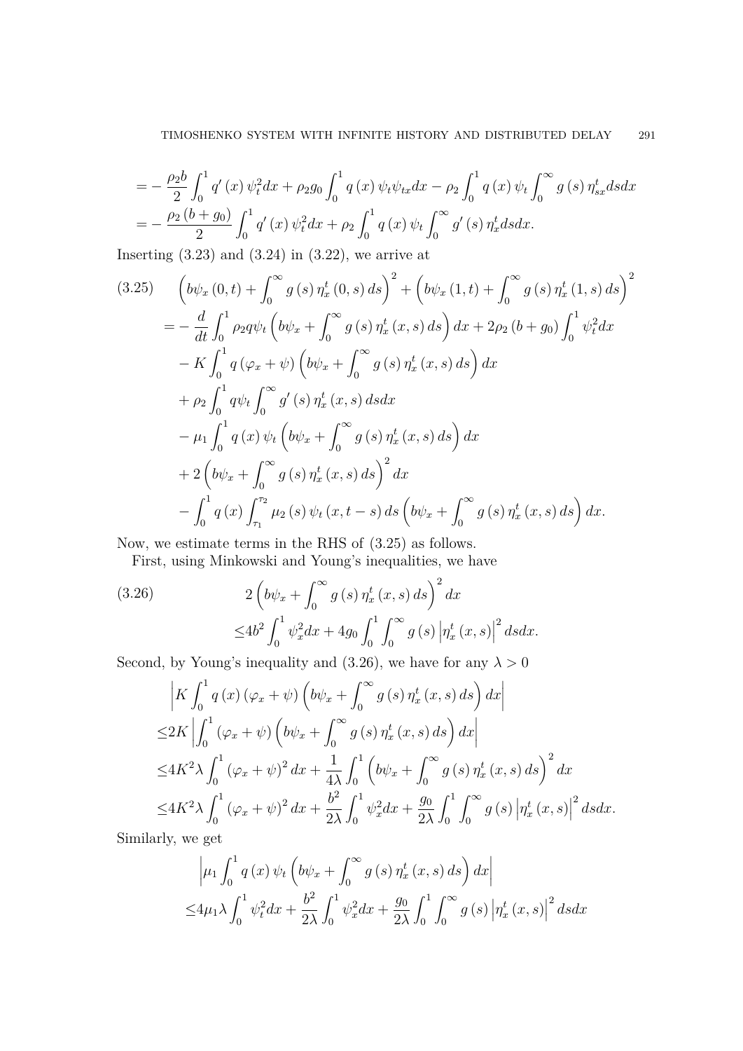$$
\begin{aligned}
&= -\frac{\rho_2 b}{2}\int_0^1 q'(x)\,\psi_t^2 dx + \rho_2 g_0 \int_0^1 q(x)\,\psi_t \psi_{tx} dx - \rho_2 \int_0^1 q(x)\,\psi_t \int_0^\infty g(s)\,\eta_{sx}^t ds dx \\
&= -\frac{\rho_2 (b+g_0)}{2}\int_0^1 q'(x)\,\psi_t^2 dx + \rho_2 \int_0^1 q(x)\,\psi_t \int_0^\infty g'(s)\,\eta_x^t ds dx.
\end{aligned}
$$

Inserting (3.23) and (3.24) in (3.22), we arrive at

$$
\begin{aligned}
(3.25)\qquad & \left(b\psi_x(0,t) + \int_0^\infty g(s)\,\eta_x^t(0,s)\,ds\right)^2 + \left(b\psi_x(1,t) + \int_0^\infty g(s)\,\eta_x^t(1,s)\,ds\right)^2 \\
&= -\frac{d}{dt}\int_0^1 \rho_2 q \psi_t \left(b\psi_x + \int_0^\infty g(s)\,\eta_x^t(x,s)\,ds\right) dx + 2\rho_2 (b+g_0)\int_0^1 \psi_t^2 dx \\
&\quad - K\int_0^1 q(\varphi_x+\psi)\left(b\psi_x + \int_0^\infty g(s)\,\eta_x^t(x,s)\,ds\right) dx \\
&\quad + \rho_2 \int_0^1 q\psi_t \int_0^\infty g'(s)\,\eta_x^t(x,s)\,ds dx \\
&\quad - \mu_1 \int_0^1 q(x)\,\psi_t\left(b\psi_x + \int_0^\infty g(s)\,\eta_x^t(x,s)\,ds\right) dx \\
&\quad + 2\left(b\psi_x + \int_0^\infty g(s)\,\eta_x^t(x,s)\,ds\right)^2 dx \\
&\quad - \int_0^1 q(x)\int_{\tau_1}^{\tau_2} \mu_2(s)\,\psi_t(x,t-s)\,ds\left(b\psi_x + \int_0^\infty g(s)\,\eta_x^t(x,s)\,ds\right) dx.
\end{aligned}
$$

Now, we estimate terms in the RHS of (3.25) as follows.

First, using Minkowski and Young's inequalities, we have

$$
\begin{aligned}
(3.26)\qquad & 2\left(b\psi_x + \int_0^\infty g(s)\,\eta_x^t(x,s)\,ds\right)^2 dx \\
&\le 4b^2 \int_0^1 \psi_x^2 dx + 4g_0 \int_0^1\int_0^\infty g(s)\left|\eta_x^t(x,s)\right|^2 ds dx.
\end{aligned}
$$

Second, by Young's inequality and (3.26), we have for any $\lambda > 0$

$$
\begin{aligned}
&\left|K\int_0^1 q(x)(\varphi_x+\psi)\left(b\psi_x + \int_0^\infty g(s)\,\eta_x^t(x,s)\,ds\right) dx\right| \\
&\le 2K\left|\int_0^1 (\varphi_x+\psi)\left(b\psi_x + \int_0^\infty g(s)\,\eta_x^t(x,s)\,ds\right) dx\right| \\
&\le 4K^2\lambda \int_0^1 (\varphi_x+\psi)^2 dx + \frac{1}{4\lambda}\int_0^1 \left(b\psi_x + \int_0^\infty g(s)\,\eta_x^t(x,s)\,ds\right)^2 dx \\
&\le 4K^2\lambda \int_0^1 (\varphi_x+\psi)^2 dx + \frac{b^2}{2\lambda}\int_0^1 \psi_x^2 dx + \frac{g_0}{2\lambda}\int_0^1\int_0^\infty g(s)\left|\eta_x^t(x,s)\right|^2 ds dx.
\end{aligned}
$$

Similarly, we get

$$
\begin{aligned}
&\left|\mu_1 \int_0^1 q(x)\,\psi_t\left(b\psi_x + \int_0^\infty g(s)\,\eta_x^t(x,s)\,ds\right) dx\right| \\
&\le 4\mu_1\lambda \int_0^1 \psi_t^2 dx + \frac{b^2}{2\lambda}\int_0^1 \psi_x^2 dx + \frac{g_0}{2\lambda}\int_0^1\int_0^\infty g(s)\left|\eta_x^t(x,s)\right|^2 ds dx
\end{aligned}
$$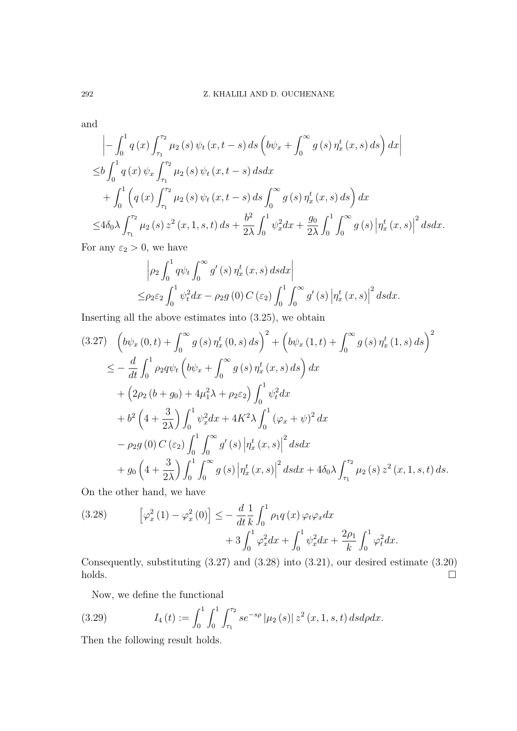and

$$
\begin{aligned}
&\left|-\int_0^1 q\left(x\right)\int_{\tau_1}^{\tau_2}\mu_2\left(s\right)\psi_t\left(x,t-s\right)ds\left(b\psi_x+\int_0^\infty g\left(s\right)\eta_x^t\left(x,s\right)ds\right)dx\right|\\
\leq & b\int_0^1 q\left(x\right)\psi_x\int_{\tau_1}^{\tau_2}\mu_2\left(s\right)\psi_t\left(x,t-s\right)dsdx\\
&+\int_0^1\left(q\left(x\right)\int_{\tau_1}^{\tau_2}\mu_2\left(s\right)\psi_t\left(x,t-s\right)ds\int_0^\infty g\left(s\right)\eta_x^t\left(x,s\right)ds\right)dx\\
\leq & 4\delta_0\lambda\int_{\tau_1}^{\tau_2}\mu_2\left(s\right)z^2\left(x,1,s,t\right)ds+\frac{b^2}{2\lambda}\int_0^1\psi_x^2dx+\frac{g_0}{2\lambda}\int_0^1\int_0^\infty g\left(s\right)\left|\eta_x^t\left(x,s\right)\right|^2dsdx.
\end{aligned}
$$

For any $\varepsilon_2>0$, we have

$$
\begin{aligned}
&\left|\rho_2\int_0^1 q\psi_t\int_0^\infty g'\left(s\right)\eta_x^t\left(x,s\right)dsdx\right|\\
\leq & \rho_2\varepsilon_2\int_0^1\psi_t^2dx-\rho_2 g\left(0\right)C\left(\varepsilon_2\right)\int_0^1\int_0^\infty g'\left(s\right)\left|\eta_x^t\left(x,s\right)\right|^2dsdx.
\end{aligned}
$$

Inserting all the above estimates into (3.25), we obtain

$$
\begin{aligned}
(3.27)\quad &\left(b\psi_x\left(0,t\right)+\int_0^\infty g\left(s\right)\eta_x^t\left(0,s\right)ds\right)^2+\left(b\psi_x\left(1,t\right)+\int_0^\infty g\left(s\right)\eta_x^t\left(1,s\right)ds\right)^2\\
\leq & -\frac{d}{dt}\int_0^1\rho_2 q\psi_t\left(b\psi_x+\int_0^\infty g\left(s\right)\eta_x^t\left(x,s\right)ds\right)dx\\
&+\left(2\rho_2\left(b+g_0\right)+4\mu_1^2\lambda+\rho_2\varepsilon_2\right)\int_0^1\psi_t^2dx\\
&+b^2\left(4+\frac{3}{2\lambda}\right)\int_0^1\psi_x^2dx+4K^2\lambda\int_0^1\left(\varphi_x+\psi\right)^2dx\\
&-\rho_2 g\left(0\right)C\left(\varepsilon_2\right)\int_0^1\int_0^\infty g'\left(s\right)\left|\eta_x^t\left(x,s\right)\right|^2dsdx\\
&+g_0\left(4+\frac{3}{2\lambda}\right)\int_0^1\int_0^\infty g\left(s\right)\left|\eta_x^t\left(x,s\right)\right|^2dsdx+4\delta_0\lambda\int_{\tau_1}^{\tau_2}\mu_2\left(s\right)z^2\left(x,1,s,t\right)ds.
\end{aligned}
$$

On the other hand, we have

$$
\begin{aligned}
(3.28)\qquad \left[\varphi_x^2\left(1\right)-\varphi_x^2\left(0\right)\right]\leq & -\frac{d}{dt}\frac{1}{k}\int_0^1\rho_1 q\left(x\right)\varphi_t\varphi_x dx\\
&+3\int_0^1\varphi_x^2dx+\int_0^1\psi_x^2dx+\frac{2\rho_1}{k}\int_0^1\varphi_t^2dx.
\end{aligned}
$$

Consequently, substituting (3.27) and (3.28) into (3.21), our desired estimate (3.20) holds. □

Now, we define the functional

$$
(3.29)\qquad I_4\left(t\right):=\int_0^1\int_0^1\int_{\tau_1}^{\tau_2}se^{-s\rho}\left|\mu_2\left(s\right)\right|z^2\left(x,1,s,t\right)dsd\rho dx.
$$

Then the following result holds.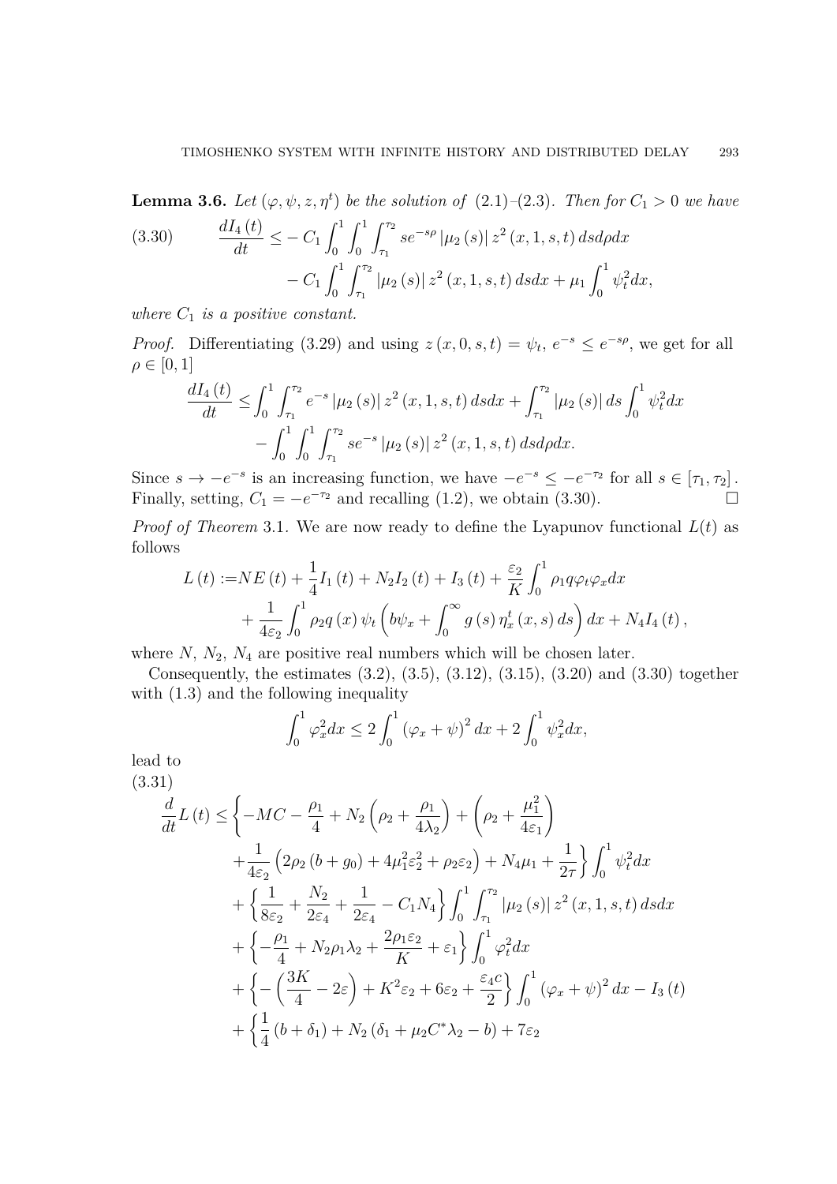**Lemma 3.6.** *Let $(\varphi, \psi, z, \eta^t)$ be the solution of (2.1)–(2.3). Then for $C_1 > 0$ we have*

$$\tag{3.30} \begin{aligned} \frac{dI_4(t)}{dt} \leq & -C_1 \int_0^1 \int_0^1 \int_{\tau_1}^{\tau_2} s e^{-s\rho} |\mu_2(s)| z^2(x,1,s,t)\, ds d\rho dx \\ & - C_1 \int_0^1 \int_{\tau_1}^{\tau_2} |\mu_2(s)| z^2(x,1,s,t)\, ds dx + \mu_1 \int_0^1 \psi_t^2 dx, \end{aligned}$$

*where $C_1$ is a positive constant.*

*Proof.* Differentiating (3.29) and using $z(x,0,s,t) = \psi_t$, $e^{-s} \leq e^{-s\rho}$, we get for all $\rho \in [0,1]$

$$\begin{aligned} \frac{dI_4(t)}{dt} \leq & \int_0^1 \int_{\tau_1}^{\tau_2} e^{-s} |\mu_2(s)| z^2(x,1,s,t)\, ds dx + \int_{\tau_1}^{\tau_2} |\mu_2(s)|\, ds \int_0^1 \psi_t^2 dx \\ & - \int_0^1 \int_0^1 \int_{\tau_1}^{\tau_2} s e^{-s} |\mu_2(s)| z^2(x,1,s,t)\, ds d\rho dx. \end{aligned}$$

Since $s \to -e^{-s}$ is an increasing function, we have $-e^{-s} \leq -e^{-\tau_2}$ for all $s \in [\tau_1, \tau_2]$. Finally, setting, $C_1 = -e^{-\tau_2}$ and recalling (1.2), we obtain (3.30). $\square$

*Proof of Theorem* 3.1. We are now ready to define the Lyapunov functional $L(t)$ as follows

$$\begin{aligned} L(t) :=& NE(t) + \frac{1}{4} I_1(t) + N_2 I_2(t) + I_3(t) + \frac{\varepsilon_2}{K} \int_0^1 \rho_1 q \varphi_t \varphi_x dx \\ & + \frac{1}{4\varepsilon_2} \int_0^1 \rho_2 q(x) \psi_t \left( b\psi_x + \int_0^\infty g(s) \eta_x^t(x,s)\, ds \right) dx + N_4 I_4(t), \end{aligned}$$

where $N$, $N_2$, $N_4$ are positive real numbers which will be chosen later.

Consequently, the estimates (3.2), (3.5), (3.12), (3.15), (3.20) and (3.30) together with (1.3) and the following inequality

$$\int_0^1 \varphi_x^2 dx \leq 2 \int_0^1 (\varphi_x + \psi)^2 dx + 2 \int_0^1 \psi_x^2 dx,$$

lead to

$$\tag{3.31} \begin{aligned} \frac{d}{dt} L(t) \leq & \left\{ -MC - \frac{\rho_1}{4} + N_2 \left( \rho_2 + \frac{\rho_1}{4\lambda_2} \right) + \left( \rho_2 + \frac{\mu_1^2}{4\varepsilon_1} \right) \right. \\ & \left. + \frac{1}{4\varepsilon_2} \left( 2\rho_2 (b + g_0) + 4\mu_1^2 \varepsilon_2^2 + \rho_2 \varepsilon_2 \right) + N_4 \mu_1 + \frac{1}{2\tau} \right\} \int_0^1 \psi_t^2 dx \\ & + \left\{ \frac{1}{8\varepsilon_2} + \frac{N_2}{2\varepsilon_4} + \frac{1}{2\varepsilon_4} - C_1 N_4 \right\} \int_0^1 \int_{\tau_1}^{\tau_2} |\mu_2(s)| z^2(x,1,s,t)\, ds dx \\ & + \left\{ -\frac{\rho_1}{4} + N_2 \rho_1 \lambda_2 + \frac{2\rho_1 \varepsilon_2}{K} + \varepsilon_1 \right\} \int_0^1 \varphi_t^2 dx \\ & + \left\{ -\left( \frac{3K}{4} - 2\varepsilon \right) + K^2 \varepsilon_2 + 6\varepsilon_2 + \frac{\varepsilon_4 c}{2} \right\} \int_0^1 (\varphi_x + \psi)^2 dx - I_3(t) \\ & + \left\{ \frac{1}{4}(b + \delta_1) + N_2 (\delta_1 + \mu_2 C^* \lambda_2 - b) + 7\varepsilon_2 \right. \end{aligned}$$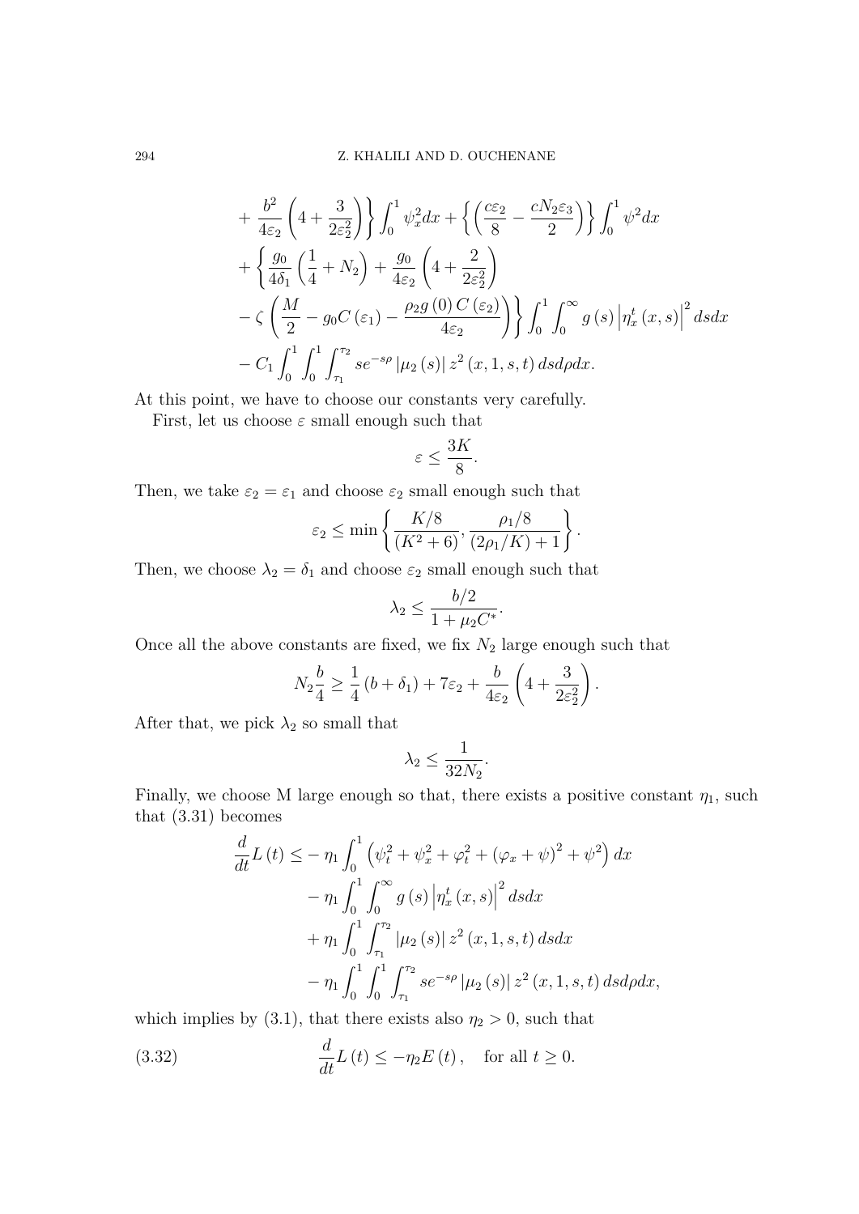$$
\begin{aligned}
&+\frac{b^2}{4\varepsilon_2}\left(4+\frac{3}{2\varepsilon_2^2}\right)\Bigg\}\int_0^1 \psi_x^2 dx+\left\{\left(\frac{c\varepsilon_2}{8}-\frac{cN_2\varepsilon_3}{2}\right)\right\}\int_0^1 \psi^2 dx\\
&+\left\{\frac{g_0}{4\delta_1}\left(\frac{1}{4}+N_2\right)+\frac{g_0}{4\varepsilon_2}\left(4+\frac{2}{2\varepsilon_2^2}\right)\right.\\
&\left.-\zeta\left(\frac{M}{2}-g_0C\left(\varepsilon_1\right)-\frac{\rho_2 g\left(0\right)C\left(\varepsilon_2\right)}{4\varepsilon_2}\right)\right\}\int_0^1\int_0^\infty g\left(s\right)\left|\eta_x^t\left(x,s\right)\right|^2 dsdx\\
&-C_1\int_0^1\int_0^1\int_{\tau_1}^{\tau_2} se^{-s\rho}\left|\mu_2\left(s\right)\right|z^2\left(x,1,s,t\right)dsd\rho dx.
\end{aligned}
$$

At this point, we have to choose our constants very carefully.

First, let us choose $\varepsilon$ small enough such that

$$
\varepsilon \leq \frac{3K}{8}.
$$

Then, we take $\varepsilon_2=\varepsilon_1$ and choose $\varepsilon_2$ small enough such that

$$
\varepsilon_2 \leq \min\left\{\frac{K/8}{(K^2+6)},\frac{\rho_1/8}{(2\rho_1/K)+1}\right\}.
$$

Then, we choose $\lambda_2=\delta_1$ and choose $\varepsilon_2$ small enough such that

$$
\lambda_2 \leq \frac{b/2}{1+\mu_2 C^*}.
$$

Once all the above constants are fixed, we fix $N_2$ large enough such that

$$
N_2\frac{b}{4}\geq \frac{1}{4}\left(b+\delta_1\right)+7\varepsilon_2+\frac{b}{4\varepsilon_2}\left(4+\frac{3}{2\varepsilon_2^2}\right).
$$

After that, we pick $\lambda_2$ so small that

$$
\lambda_2 \leq \frac{1}{32N_2}.
$$

Finally, we choose M large enough so that, there exists a positive constant $\eta_1$, such that (3.31) becomes

$$
\begin{aligned}
\frac{d}{dt}L\left(t\right)\leq &-\eta_1\int_0^1\left(\psi_t^2+\psi_x^2+\varphi_t^2+\left(\varphi_x+\psi\right)^2+\psi^2\right)dx\\
&-\eta_1\int_0^1\int_0^\infty g\left(s\right)\left|\eta_x^t\left(x,s\right)\right|^2 dsdx\\
&+\eta_1\int_0^1\int_{\tau_1}^{\tau_2}\left|\mu_2\left(s\right)\right|z^2\left(x,1,s,t\right)dsdx\\
&-\eta_1\int_0^1\int_0^1\int_{\tau_1}^{\tau_2} se^{-s\rho}\left|\mu_2\left(s\right)\right|z^2\left(x,1,s,t\right)dsd\rho dx,
\end{aligned}
$$

which implies by (3.1), that there exists also $\eta_2>0$, such that

$$
\frac{d}{dt}L\left(t\right)\leq -\eta_2 E\left(t\right),\quad \text{for all } t\geq 0. \tag{3.32}
$$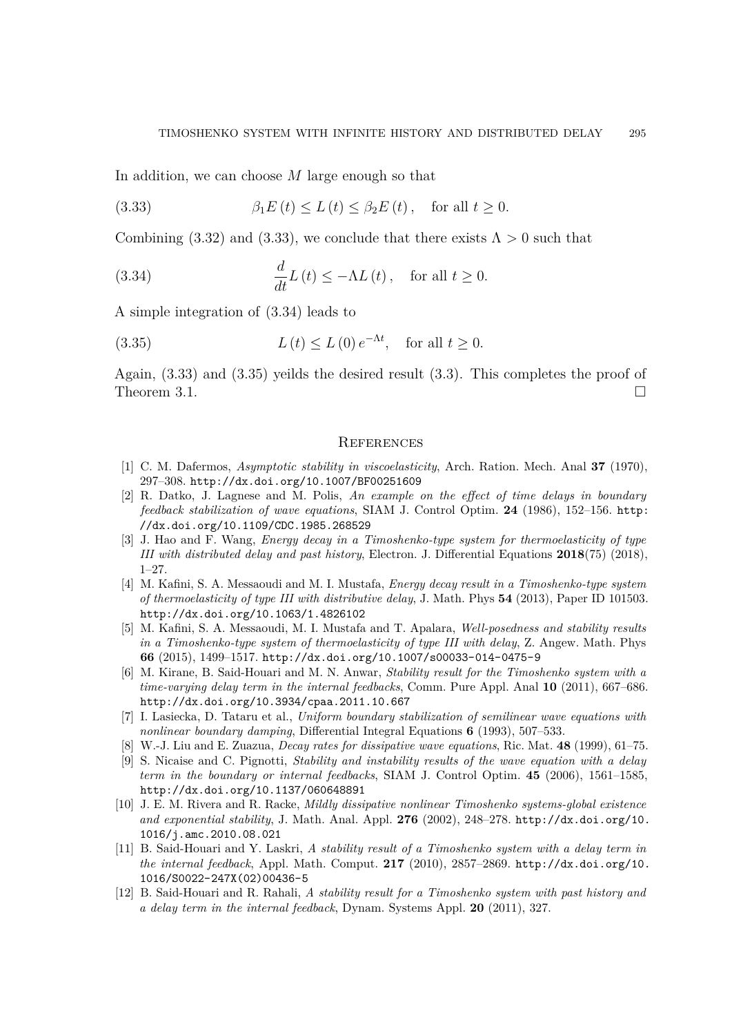In addition, we can choose $M$ large enough so that

$$\beta_1 E(t) \leq L(t) \leq \beta_2 E(t), \quad \text{for all } t \geq 0. \tag{3.33}$$

Combining (3.32) and (3.33), we conclude that there exists $\Lambda > 0$ such that

$$\frac{d}{dt} L(t) \leq -\Lambda L(t), \quad \text{for all } t \geq 0. \tag{3.34}$$

A simple integration of (3.34) leads to

$$L(t) \leq L(0) e^{-\Lambda t}, \quad \text{for all } t \geq 0. \tag{3.35}$$

Again, (3.33) and (3.35) yeilds the desired result (3.3). This completes the proof of Theorem 3.1. □

## References

[1] C. M. Dafermos, *Asymptotic stability in viscoelasticity*, Arch. Ration. Mech. Anal **37** (1970), 297–308. http://dx.doi.org/10.1007/BF00251609

[2] R. Datko, J. Lagnese and M. Polis, *An example on the effect of time delays in boundary feedback stabilization of wave equations*, SIAM J. Control Optim. **24** (1986), 152–156. http://dx.doi.org/10.1109/CDC.1985.268529

[3] J. Hao and F. Wang, *Energy decay in a Timoshenko-type system for thermoelasticity of type III with distributed delay and past history*, Electron. J. Differential Equations **2018**(75) (2018), 1–27.

[4] M. Kafini, S. A. Messaoudi and M. I. Mustafa, *Energy decay result in a Timoshenko-type system of thermoelasticity of type III with distributive delay*, J. Math. Phys **54** (2013), Paper ID 101503. http://dx.doi.org/10.1063/1.4826102

[5] M. Kafini, S. A. Messaoudi, M. I. Mustafa and T. Apalara, *Well-posedness and stability results in a Timoshenko-type system of thermoelasticity of type III with delay*, Z. Angew. Math. Phys **66** (2015), 1499–1517. http://dx.doi.org/10.1007/s00033-014-0475-9

[6] M. Kirane, B. Said-Houari and M. N. Anwar, *Stability result for the Timoshenko system with a time-varying delay term in the internal feedbacks*, Comm. Pure Appl. Anal **10** (2011), 667–686. http://dx.doi.org/10.3934/cpaa.2011.10.667

[7] I. Lasiecka, D. Tataru et al., *Uniform boundary stabilization of semilinear wave equations with nonlinear boundary damping*, Differential Integral Equations **6** (1993), 507–533.

[8] W.-J. Liu and E. Zuazua, *Decay rates for dissipative wave equations*, Ric. Mat. **48** (1999), 61–75.

[9] S. Nicaise and C. Pignotti, *Stability and instability results of the wave equation with a delay term in the boundary or internal feedbacks*, SIAM J. Control Optim. **45** (2006), 1561–1585, http://dx.doi.org/10.1137/060648891

[10] J. E. M. Rivera and R. Racke, *Mildly dissipative nonlinear Timoshenko systems-global existence and exponential stability*, J. Math. Anal. Appl. **276** (2002), 248–278. http://dx.doi.org/10.1016/j.amc.2010.08.021

[11] B. Said-Houari and Y. Laskri, *A stability result of a Timoshenko system with a delay term in the internal feedback*, Appl. Math. Comput. **217** (2010), 2857–2869. http://dx.doi.org/10.1016/S0022-247X(02)00436-5

[12] B. Said-Houari and R. Rahali, *A stability result for a Timoshenko system with past history and a delay term in the internal feedback*, Dynam. Systems Appl. **20** (2011), 327.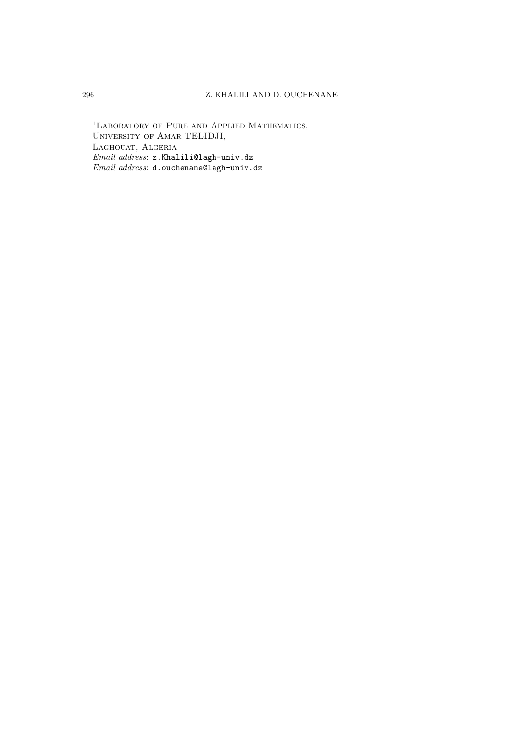[1]Laboratory of Pure and Applied Mathematics,
University of Amar TELIDJI,
Laghouat, Algeria
*Email address*: z.Khalili@lagh-univ.dz
*Email address*: d.ouchenane@lagh-univ.dz